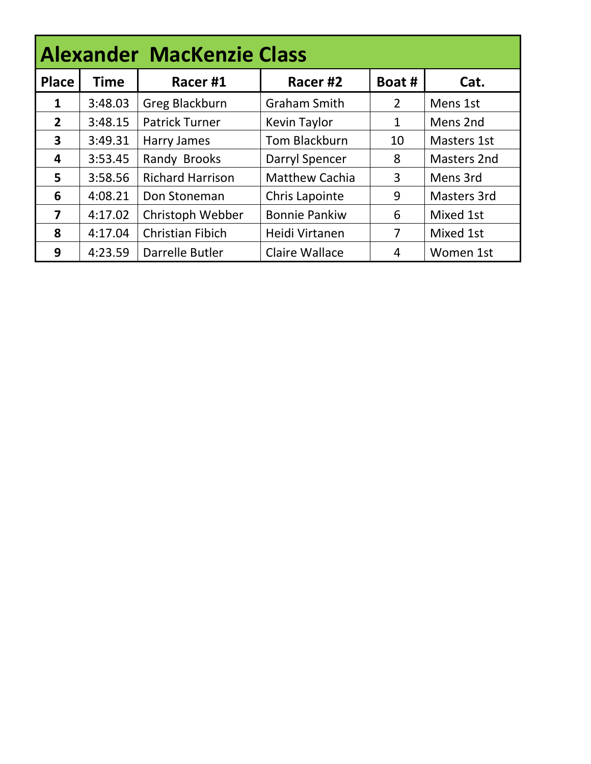# Alexander MacKenzie Class

| Place | Time | Racer #1 | Racer #2 | Boat # | Cat. |
|---|---|---|---|---|---|
| **1** | 3:48.03 | Greg Blackburn | Graham Smith | 2 | Mens 1st |
| **2** | 3:48.15 | Patrick Turner | Kevin Taylor | 1 | Mens 2nd |
| **3** | 3:49.31 | Harry James | Tom Blackburn | 10 | Masters 1st |
| **4** | 3:53.45 | Randy Brooks | Darryl Spencer | 8 | Masters 2nd |
| **5** | 3:58.56 | Richard Harrison | Matthew Cachia | 3 | Mens 3rd |
| **6** | 4:08.21 | Don Stoneman | Chris Lapointe | 9 | Masters 3rd |
| **7** | 4:17.02 | Christoph Webber | Bonnie Pankiw | 6 | Mixed 1st |
| **8** | 4:17.04 | Christian Fibich | Heidi Virtanen | 7 | Mixed 1st |
| **9** | 4:23.59 | Darrelle Butler | Claire Wallace | 4 | Women 1st |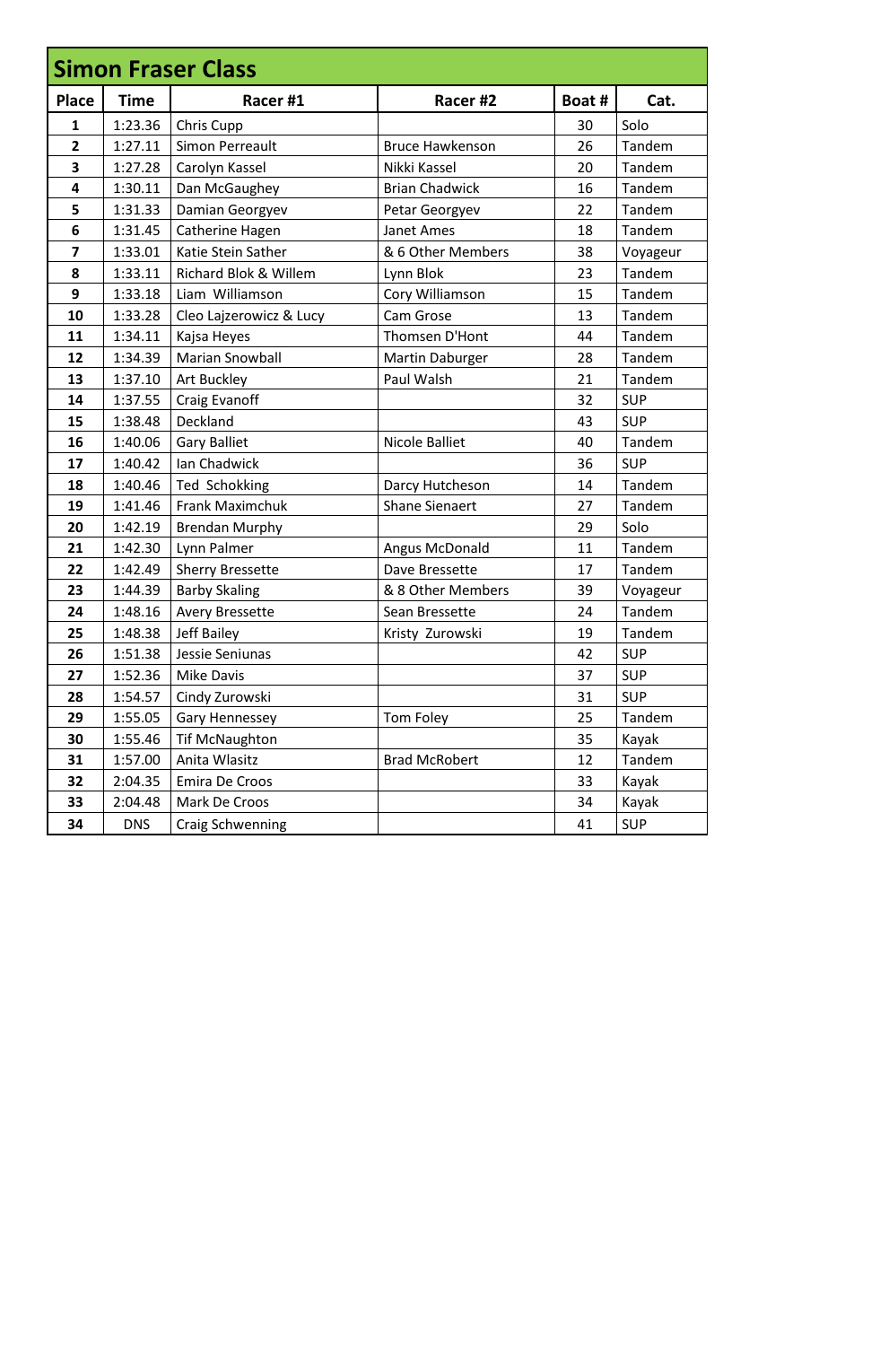## Simon Fraser Class

| Place | Time | Racer #1 | Racer #2 | Boat # | Cat. |
|---|---|---|---|---|---|
| **1** | 1:23.36 | Chris Cupp | | 30 | Solo |
| **2** | 1:27.11 | Simon Perreault | Bruce Hawkenson | 26 | Tandem |
| **3** | 1:27.28 | Carolyn Kassel | Nikki Kassel | 20 | Tandem |
| **4** | 1:30.11 | Dan McGaughey | Brian Chadwick | 16 | Tandem |
| **5** | 1:31.33 | Damian Georgyev | Petar Georgyev | 22 | Tandem |
| **6** | 1:31.45 | Catherine Hagen | Janet Ames | 18 | Tandem |
| **7** | 1:33.01 | Katie Stein Sather | & 6 Other Members | 38 | Voyageur |
| **8** | 1:33.11 | Richard Blok & Willem | Lynn Blok | 23 | Tandem |
| **9** | 1:33.18 | Liam Williamson | Cory Williamson | 15 | Tandem |
| **10** | 1:33.28 | Cleo Lajzerowicz & Lucy | Cam Grose | 13 | Tandem |
| **11** | 1:34.11 | Kajsa Heyes | Thomsen D'Hont | 44 | Tandem |
| **12** | 1:34.39 | Marian Snowball | Martin Daburger | 28 | Tandem |
| **13** | 1:37.10 | Art Buckley | Paul Walsh | 21 | Tandem |
| **14** | 1:37.55 | Craig Evanoff | | 32 | SUP |
| **15** | 1:38.48 | Deckland | | 43 | SUP |
| **16** | 1:40.06 | Gary Balliet | Nicole Balliet | 40 | Tandem |
| **17** | 1:40.42 | Ian Chadwick | | 36 | SUP |
| **18** | 1:40.46 | Ted Schokking | Darcy Hutcheson | 14 | Tandem |
| **19** | 1:41.46 | Frank Maximchuk | Shane Sienaert | 27 | Tandem |
| **20** | 1:42.19 | Brendan Murphy | | 29 | Solo |
| **21** | 1:42.30 | Lynn Palmer | Angus McDonald | 11 | Tandem |
| **22** | 1:42.49 | Sherry Bressette | Dave Bressette | 17 | Tandem |
| **23** | 1:44.39 | Barby Skaling | & 8 Other Members | 39 | Voyageur |
| **24** | 1:48.16 | Avery Bressette | Sean Bressette | 24 | Tandem |
| **25** | 1:48.38 | Jeff Bailey | Kristy Zurowski | 19 | Tandem |
| **26** | 1:51.38 | Jessie Seniunas | | 42 | SUP |
| **27** | 1:52.36 | Mike Davis | | 37 | SUP |
| **28** | 1:54.57 | Cindy Zurowski | | 31 | SUP |
| **29** | 1:55.05 | Gary Hennessey | Tom Foley | 25 | Tandem |
| **30** | 1:55.46 | Tif McNaughton | | 35 | Kayak |
| **31** | 1:57.00 | Anita Wlasitz | Brad McRobert | 12 | Tandem |
| **32** | 2:04.35 | Emira De Croos | | 33 | Kayak |
| **33** | 2:04.48 | Mark De Croos | | 34 | Kayak |
| **34** | DNS | Craig Schwenning | | 41 | SUP |